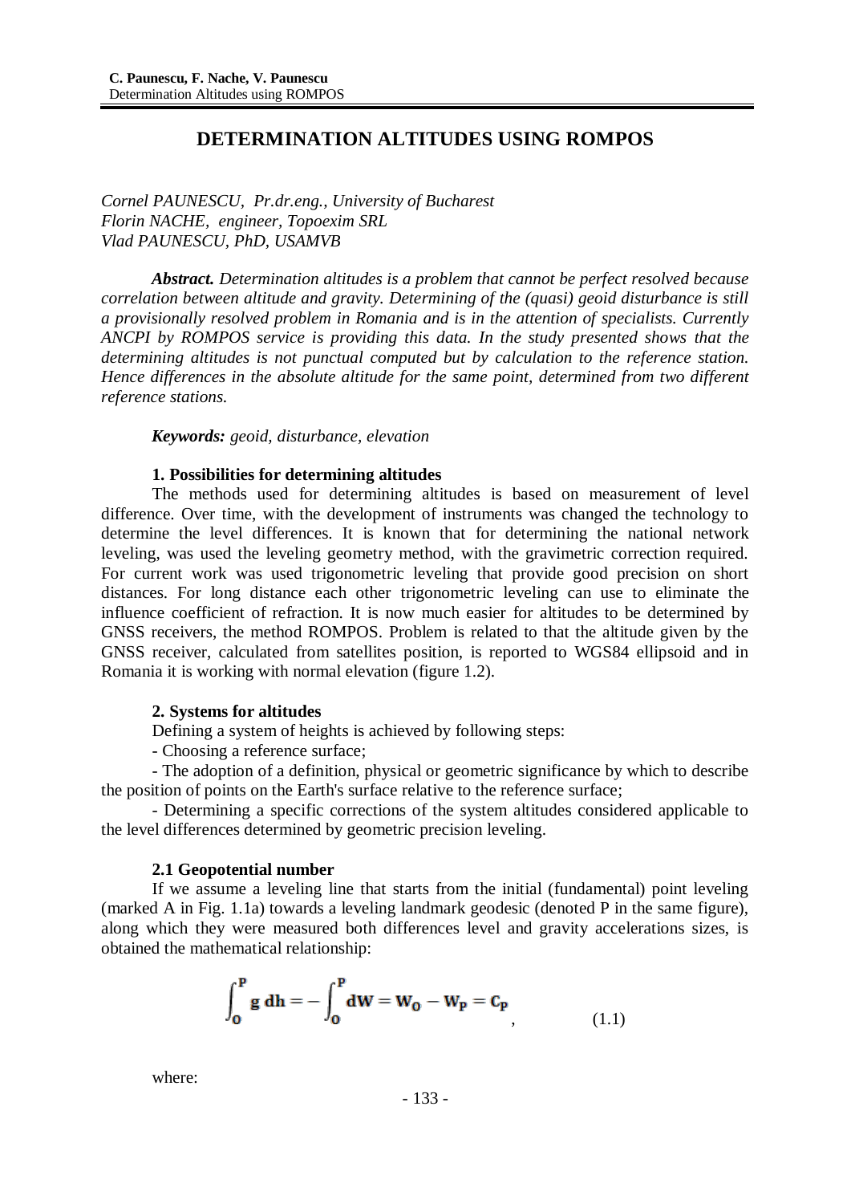# DETERMINATION ALTITUDES USING ROMPOS

*Cornel PAUNESCU, Pr.dr.eng., University of Bucharest*
*Florin NACHE, engineer, Topoexim SRL*
*Vlad PAUNESCU, PhD, USAMVB*

***Abstract.*** *Determination altitudes is a problem that cannot be perfect resolved because correlation between altitude and gravity. Determining of the (quasi) geoid disturbance is still a provisionally resolved problem in Romania and is in the attention of specialists. Currently ANCPI by ROMPOS service is providing this data. In the study presented shows that the determining altitudes is not punctual computed but by calculation to the reference station. Hence differences in the absolute altitude for the same point, determined from two different reference stations.*

***Keywords:*** *geoid, disturbance, elevation*

### 1. Possibilities for determining altitudes

The methods used for determining altitudes is based on measurement of level difference. Over time, with the development of instruments was changed the technology to determine the level differences. It is known that for determining the national network leveling, was used the leveling geometry method, with the gravimetric correction required. For current work was used trigonometric leveling that provide good precision on short distances. For long distance each other trigonometric leveling can use to eliminate the influence coefficient of refraction. It is now much easier for altitudes to be determined by GNSS receivers, the method ROMPOS. Problem is related to that the altitude given by the GNSS receiver, calculated from satellites position, is reported to WGS84 ellipsoid and in Romania it is working with normal elevation (figure 1.2).

### 2. Systems for altitudes

Defining a system of heights is achieved by following steps:

- Choosing a reference surface;
- The adoption of a definition, physical or geometric significance by which to describe the position of points on the Earth's surface relative to the reference surface;
- Determining a specific corrections of the system altitudes considered applicable to the level differences determined by geometric precision leveling.

### 2.1 Geopotential number

If we assume a leveling line that starts from the initial (fundamental) point leveling (marked A in Fig. 1.1a) towards a leveling landmark geodesic (denoted P in the same figure), along which they were measured both differences level and gravity accelerations sizes, is obtained the mathematical relationship:

$$\int_{O}^{P} g\,dh = -\int_{O}^{P} dW = W_O - W_P = C_P \quad , \qquad (1.1)$$

where: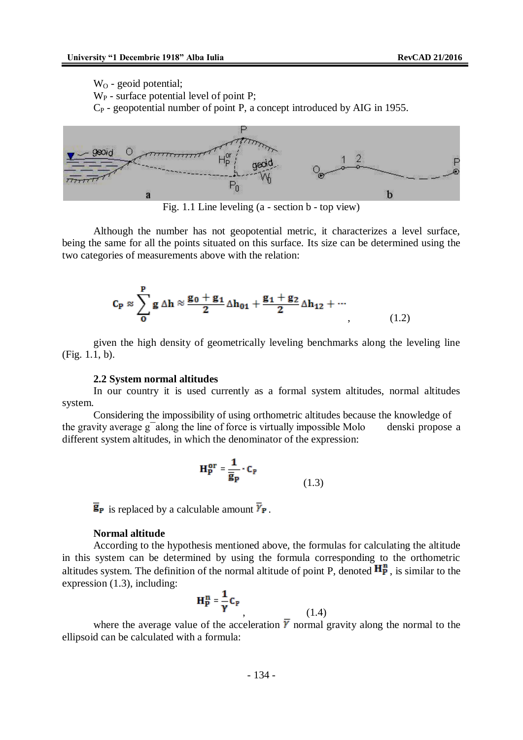$W_O$ - geoid potential;

$W_P$ - surface potential level of point P;

$C_P$ - geopotential number of point P, a concept introduced by AIG in 1955.

Fig. 1.1 Line leveling (a - section b - top view)

Although the number has not geopotential metric, it characterizes a level surface, being the same for all the points situated on this surface. Its size can be determined using the two categories of measurements above with the relation:

$$C_P \approx \sum_{O}^{P} g\,\Delta h \approx \frac{g_0 + g_1}{2}\Delta h_{01} + \frac{g_1 + g_2}{2}\Delta h_{12} + \cdots \quad (1.2)$$

given the high density of geometrically leveling benchmarks along the leveling line (Fig. 1.1, b).

**2.2 System normal altitudes**

In our country it is used currently as a formal system altitudes, normal altitudes system.

Considering the impossibility of using orthometric altitudes because the knowledge of the gravity average g¯ along the line of force is virtually impossible Molo denski propose a different system altitudes, in which the denominator of the expression:

$$H_P^{or} = \frac{1}{\bar{g}_P} \cdot C_P \quad (1.3)$$

$\bar{g}_P$ is replaced by a calculable amount $\bar{\gamma}_P$.

**Normal altitude**

According to the hypothesis mentioned above, the formulas for calculating the altitude in this system can be determined by using the formula corresponding to the orthometric altitudes system. The definition of the normal altitude of point P, denoted $H_P^n$, is similar to the expression (1.3), including:

$$H_P^n = \frac{1}{\gamma} C_P \quad (1.4)$$

where the average value of the acceleration $\bar{\gamma}$ normal gravity along the normal to the ellipsoid can be calculated with a formula: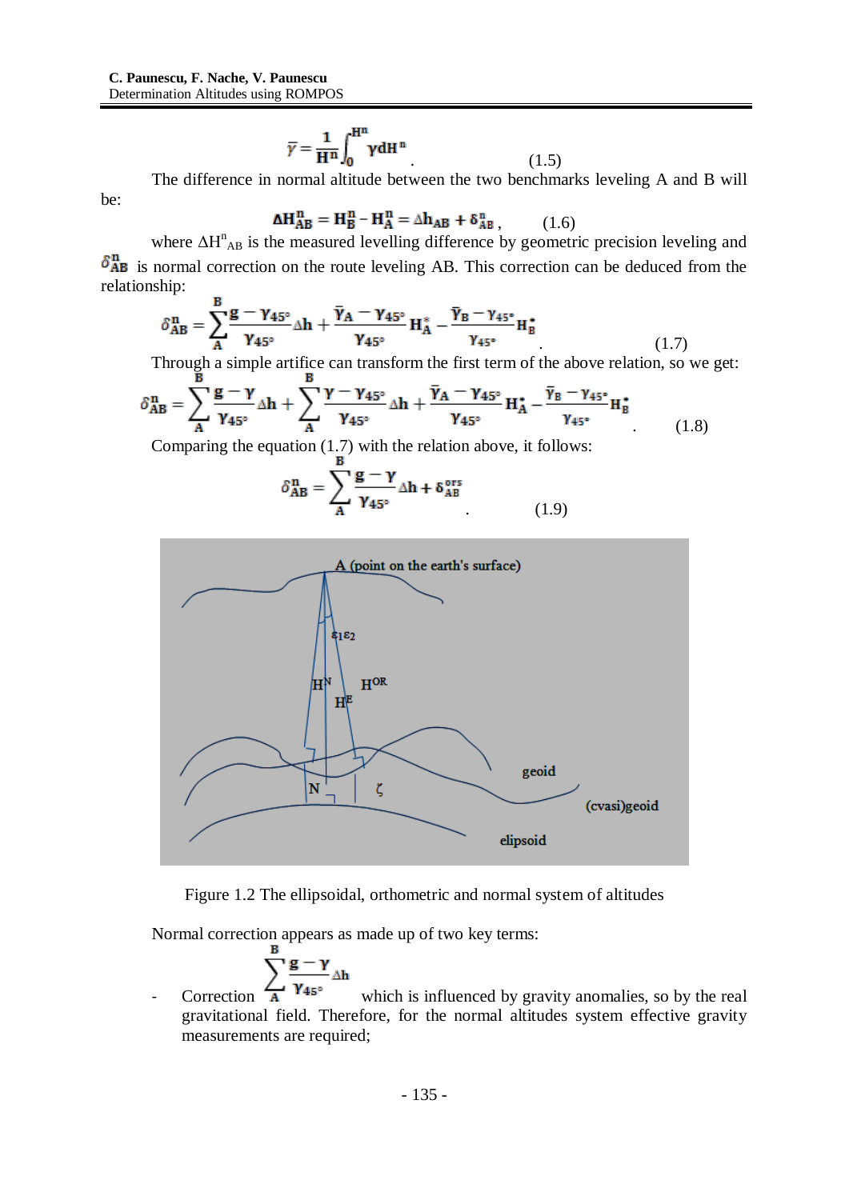$$\bar{\gamma} = \frac{1}{H^n}\int_0^{H^n} \gamma dH^n \quad (1.5)$$

The difference in normal altitude between the two benchmarks leveling A and B will be:

$$\Delta H^n_{AB} = H^n_B - H^n_A = \Delta h_{AB} + \delta^n_{AB}, \quad (1.6)$$

where $\Delta H^n_{AB}$ is the measured levelling difference by geometric precision leveling and $\delta^n_{AB}$ is normal correction on the route leveling AB. This correction can be deduced from the relationship:

$$\delta^n_{AB} = \sum_A^B \frac{g - \gamma_{45^\circ}}{\gamma_{45^\circ}}\Delta h + \frac{\bar{\gamma}_A - \gamma_{45^\circ}}{\gamma_{45^\circ}} H^*_A - \frac{\bar{\gamma}_B - \gamma_{45^\circ}}{\gamma_{45^\circ}} H^*_B \quad (1.7)$$

Through a simple artifice can transform the first term of the above relation, so we get:

$$\delta^n_{AB} = \sum_A^B \frac{g - \gamma}{\gamma_{45^\circ}}\Delta h + \sum_A^B \frac{\gamma - \gamma_{45^\circ}}{\gamma_{45^\circ}}\Delta h + \frac{\bar{\gamma}_A - \gamma_{45^\circ}}{\gamma_{45^\circ}} H^*_A - \frac{\bar{\gamma}_B - \gamma_{45^\circ}}{\gamma_{45^\circ}} H^*_B \quad (1.8)$$

Comparing the equation (1.7) with the relation above, it follows:

$$\delta^n_{AB} = \sum_A^B \frac{g - \gamma}{\gamma_{45^\circ}}\Delta h + \delta^{ors}_{AB} \quad (1.9)$$

Figure 1.2 The ellipsoidal, orthometric and normal system of altitudes

Normal correction appears as made up of two key terms:

- Correction $\sum_A^B \frac{g - \gamma}{\gamma_{45^\circ}}\Delta h$ which is influenced by gravity anomalies, so by the real gravitational field. Therefore, for the normal altitudes system effective gravity measurements are required;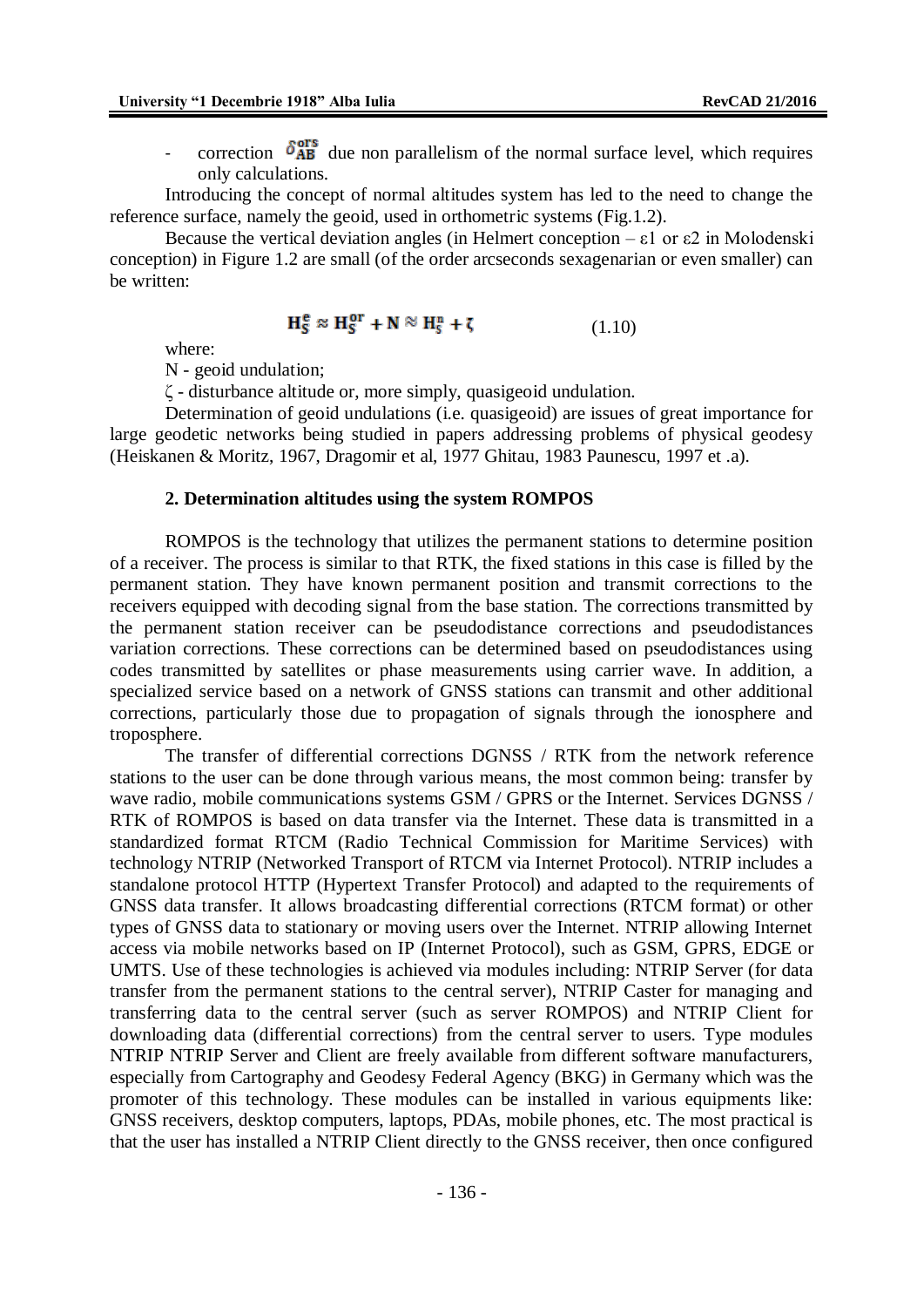- correction $\delta_{AB}^{ors}$ due non parallelism of the normal surface level, which requires only calculations.

Introducing the concept of normal altitudes system has led to the need to change the reference surface, namely the geoid, used in orthometric systems (Fig.1.2).

Because the vertical deviation angles (in Helmert conception – $\varepsilon 1$ or $\varepsilon 2$ in Molodenski conception) in Figure 1.2 are small (of the order arcseconds sexagenarian or even smaller) can be written:

$$H_S^e \approx H_S^{or} + N \approx H_S^n + \zeta \tag{1.10}$$

where:

N - geoid undulation;

$\zeta$ - disturbance altitude or, more simply, quasigeoid undulation.

Determination of geoid undulations (i.e. quasigeoid) are issues of great importance for large geodetic networks being studied in papers addressing problems of physical geodesy (Heiskanen & Moritz, 1967, Dragomir et al, 1977 Ghitau, 1983 Paunescu, 1997 et .a).

## 2. Determination altitudes using the system ROMPOS

ROMPOS is the technology that utilizes the permanent stations to determine position of a receiver. The process is similar to that RTK, the fixed stations in this case is filled by the permanent station. They have known permanent position and transmit corrections to the receivers equipped with decoding signal from the base station. The corrections transmitted by the permanent station receiver can be pseudodistance corrections and pseudodistances variation corrections. These corrections can be determined based on pseudodistances using codes transmitted by satellites or phase measurements using carrier wave. In addition, a specialized service based on a network of GNSS stations can transmit and other additional corrections, particularly those due to propagation of signals through the ionosphere and troposphere.

The transfer of differential corrections DGNSS / RTK from the network reference stations to the user can be done through various means, the most common being: transfer by wave radio, mobile communications systems GSM / GPRS or the Internet. Services DGNSS / RTK of ROMPOS is based on data transfer via the Internet. These data is transmitted in a standardized format RTCM (Radio Technical Commission for Maritime Services) with technology NTRIP (Networked Transport of RTCM via Internet Protocol). NTRIP includes a standalone protocol HTTP (Hypertext Transfer Protocol) and adapted to the requirements of GNSS data transfer. It allows broadcasting differential corrections (RTCM format) or other types of GNSS data to stationary or moving users over the Internet. NTRIP allowing Internet access via mobile networks based on IP (Internet Protocol), such as GSM, GPRS, EDGE or UMTS. Use of these technologies is achieved via modules including: NTRIP Server (for data transfer from the permanent stations to the central server), NTRIP Caster for managing and transferring data to the central server (such as server ROMPOS) and NTRIP Client for downloading data (differential corrections) from the central server to users. Type modules NTRIP NTRIP Server and Client are freely available from different software manufacturers, especially from Cartography and Geodesy Federal Agency (BKG) in Germany which was the promoter of this technology. These modules can be installed in various equipments like: GNSS receivers, desktop computers, laptops, PDAs, mobile phones, etc. The most practical is that the user has installed a NTRIP Client directly to the GNSS receiver, then once configured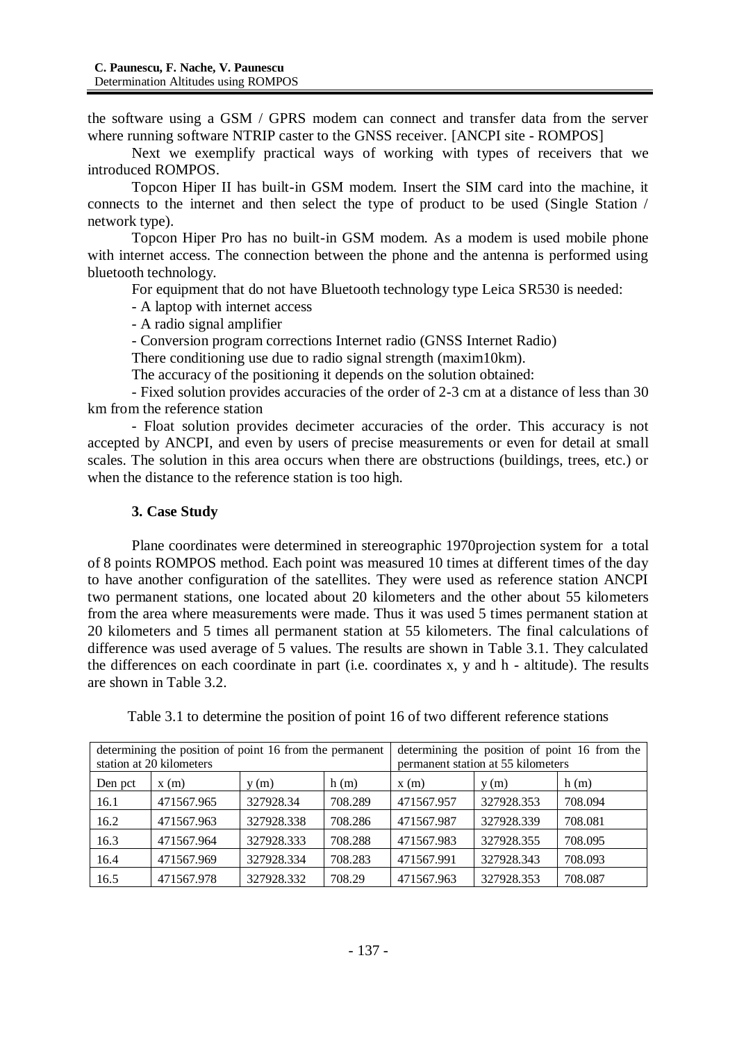the software using a GSM / GPRS modem can connect and transfer data from the server where running software NTRIP caster to the GNSS receiver. [ANCPI site - ROMPOS]

Next we exemplify practical ways of working with types of receivers that we introduced ROMPOS.

Topcon Hiper II has built-in GSM modem. Insert the SIM card into the machine, it connects to the internet and then select the type of product to be used (Single Station / network type).

Topcon Hiper Pro has no built-in GSM modem. As a modem is used mobile phone with internet access. The connection between the phone and the antenna is performed using bluetooth technology.

For equipment that do not have Bluetooth technology type Leica SR530 is needed:

- A laptop with internet access
- A radio signal amplifier
- Conversion program corrections Internet radio (GNSS Internet Radio)

There conditioning use due to radio signal strength (maxim10km).

The accuracy of the positioning it depends on the solution obtained:

- Fixed solution provides accuracies of the order of 2-3 cm at a distance of less than 30 km from the reference station
- Float solution provides decimeter accuracies of the order. This accuracy is not accepted by ANCPI, and even by users of precise measurements or even for detail at small scales. The solution in this area occurs when there are obstructions (buildings, trees, etc.) or when the distance to the reference station is too high.

## 3. Case Study

Plane coordinates were determined in stereographic 1970projection system for a total of 8 points ROMPOS method. Each point was measured 10 times at different times of the day to have another configuration of the satellites. They were used as reference station ANCPI two permanent stations, one located about 20 kilometers and the other about 55 kilometers from the area where measurements were made. Thus it was used 5 times permanent station at 20 kilometers and 5 times all permanent station at 55 kilometers. The final calculations of difference was used average of 5 values. The results are shown in Table 3.1. They calculated the differences on each coordinate in part (i.e. coordinates x, y and h - altitude). The results are shown in Table 3.2.

Table 3.1 to determine the position of point 16 of two different reference stations

| determining the position of point 16 from the permanent station at 20 kilometers | | | | determining the position of point 16 from the permanent station at 55 kilometers | | |
|---|---|---|---|---|---|---|
| Den pct | x (m) | y (m) | h (m) | x (m) | y (m) | h (m) |
| 16.1 | 471567.965 | 327928.34 | 708.289 | 471567.957 | 327928.353 | 708.094 |
| 16.2 | 471567.963 | 327928.338 | 708.286 | 471567.987 | 327928.339 | 708.081 |
| 16.3 | 471567.964 | 327928.333 | 708.288 | 471567.983 | 327928.355 | 708.095 |
| 16.4 | 471567.969 | 327928.334 | 708.283 | 471567.991 | 327928.343 | 708.093 |
| 16.5 | 471567.978 | 327928.332 | 708.29 | 471567.963 | 327928.353 | 708.087 |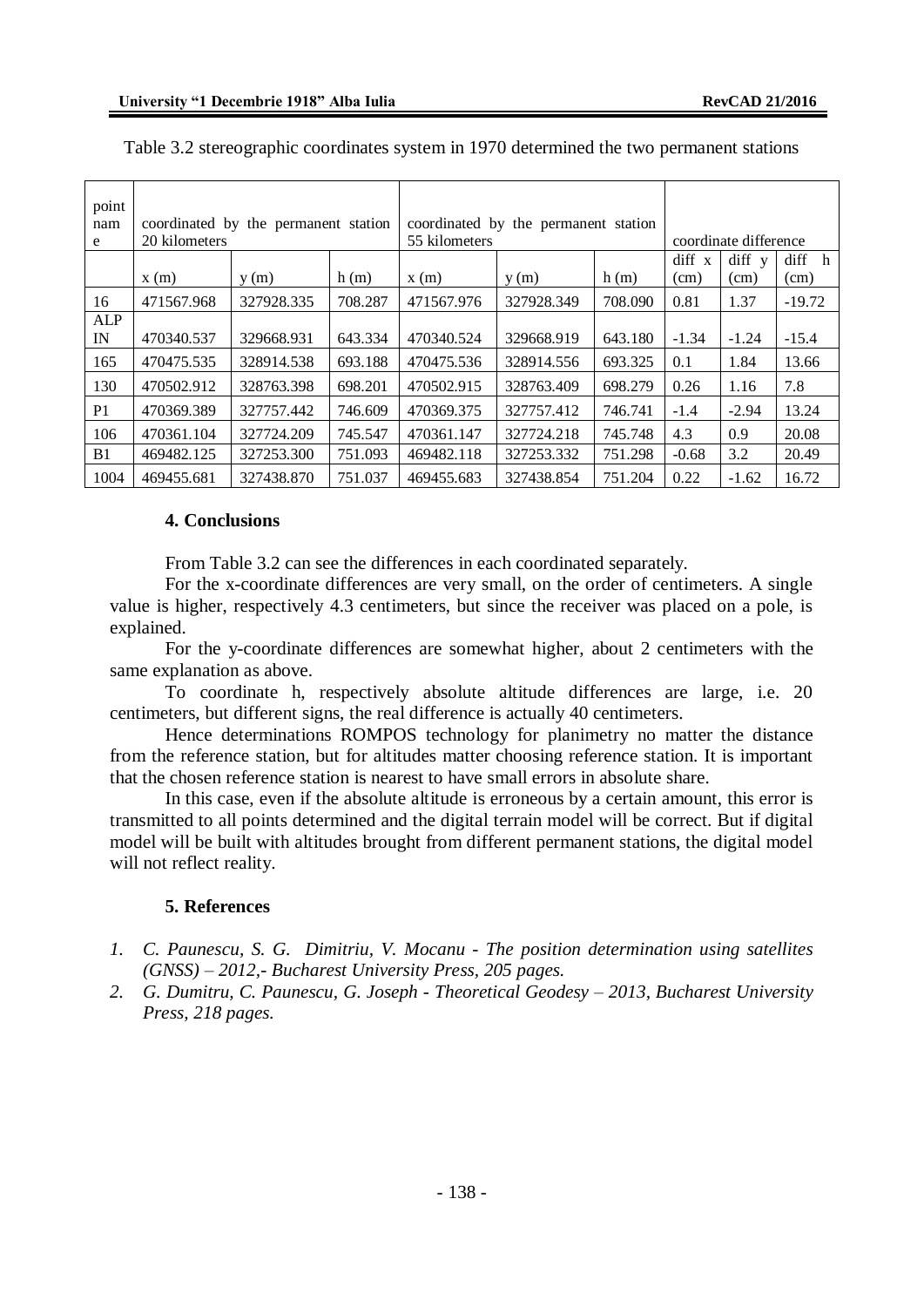Table 3.2 stereographic coordinates system in 1970 determined the two permanent stations

| point name | coordinated by the permanent station 20 kilometers | | | coordinated by the permanent station 55 kilometers | | | coordinate difference | | |
|---|---|---|---|---|---|---|---|---|---|
| | x (m) | y (m) | h (m) | x (m) | y (m) | h (m) | diff x (cm) | diff y (cm) | diff h (cm) |
| 16 | 471567.968 | 327928.335 | 708.287 | 471567.976 | 327928.349 | 708.090 | 0.81 | 1.37 | -19.72 |
| ALP IN | 470340.537 | 329668.931 | 643.334 | 470340.524 | 329668.919 | 643.180 | -1.34 | -1.24 | -15.4 |
| 165 | 470475.535 | 328914.538 | 693.188 | 470475.536 | 328914.556 | 693.325 | 0.1 | 1.84 | 13.66 |
| 130 | 470502.912 | 328763.398 | 698.201 | 470502.915 | 328763.409 | 698.279 | 0.26 | 1.16 | 7.8 |
| P1 | 470369.389 | 327757.442 | 746.609 | 470369.375 | 327757.412 | 746.741 | -1.4 | -2.94 | 13.24 |
| 106 | 470361.104 | 327724.209 | 745.547 | 470361.147 | 327724.218 | 745.748 | 4.3 | 0.9 | 20.08 |
| B1 | 469482.125 | 327253.300 | 751.093 | 469482.118 | 327253.332 | 751.298 | -0.68 | 3.2 | 20.49 |
| 1004 | 469455.681 | 327438.870 | 751.037 | 469455.683 | 327438.854 | 751.204 | 0.22 | -1.62 | 16.72 |

## 4. Conclusions

From Table 3.2 can see the differences in each coordinated separately.

For the x-coordinate differences are very small, on the order of centimeters. A single value is higher, respectively 4.3 centimeters, but since the receiver was placed on a pole, is explained.

For the y-coordinate differences are somewhat higher, about 2 centimeters with the same explanation as above.

To coordinate h, respectively absolute altitude differences are large, i.e. 20 centimeters, but different signs, the real difference is actually 40 centimeters.

Hence determinations ROMPOS technology for planimetry no matter the distance from the reference station, but for altitudes matter choosing reference station. It is important that the chosen reference station is nearest to have small errors in absolute share.

In this case, even if the absolute altitude is erroneous by a certain amount, this error is transmitted to all points determined and the digital terrain model will be correct. But if digital model will be built with altitudes brought from different permanent stations, the digital model will not reflect reality.

## 5. References

1. *C. Paunescu, S. G. Dimitriu, V. Mocanu - The position determination using satellites (GNSS) – 2012,- Bucharest University Press, 205 pages.*
2. *G. Dumitru, C. Paunescu, G. Joseph - Theoretical Geodesy – 2013, Bucharest University Press, 218 pages.*